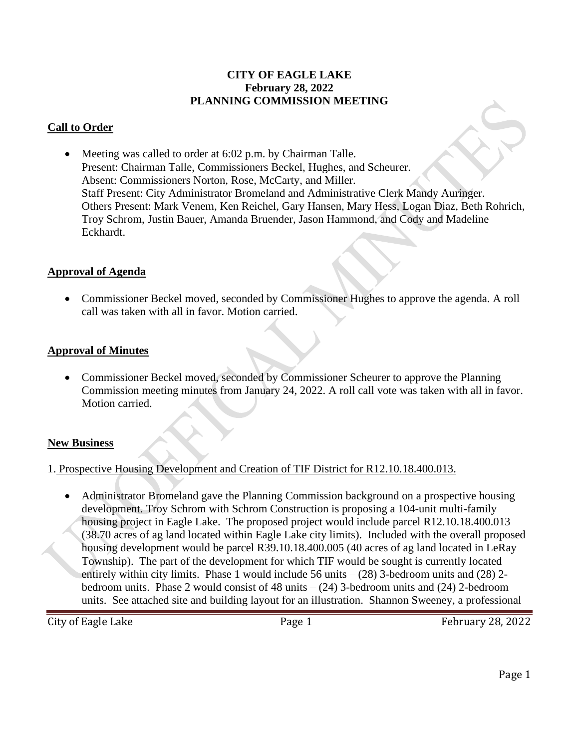**CITY OF EAGLE LAKE**
**February 28, 2022**
**PLANNING COMMISSION MEETING**

## Call to Order

- Meeting was called to order at 6:02 p.m. by Chairman Talle.
  Present: Chairman Talle, Commissioners Beckel, Hughes, and Scheurer.
  Absent: Commissioners Norton, Rose, McCarty, and Miller.
  Staff Present: City Administrator Bromeland and Administrative Clerk Mandy Auringer.
  Others Present: Mark Venem, Ken Reichel, Gary Hansen, Mary Hess, Logan Diaz, Beth Rohrich, Troy Schrom, Justin Bauer, Amanda Bruender, Jason Hammond, and Cody and Madeline Eckhardt.

## Approval of Agenda

- Commissioner Beckel moved, seconded by Commissioner Hughes to approve the agenda. A roll call was taken with all in favor. Motion carried.

## Approval of Minutes

- Commissioner Beckel moved, seconded by Commissioner Scheurer to approve the Planning Commission meeting minutes from January 24, 2022. A roll call vote was taken with all in favor. Motion carried.

## New Business

1. Prospective Housing Development and Creation of TIF District for R12.10.18.400.013.

- Administrator Bromeland gave the Planning Commission background on a prospective housing development. Troy Schrom with Schrom Construction is proposing a 104-unit multi-family housing project in Eagle Lake. The proposed project would include parcel R12.10.18.400.013 (38.70 acres of ag land located within Eagle Lake city limits). Included with the overall proposed housing development would be parcel R39.10.18.400.005 (40 acres of ag land located in LeRay Township). The part of the development for which TIF would be sought is currently located entirely within city limits. Phase 1 would include 56 units – (28) 3-bedroom units and (28) 2-bedroom units. Phase 2 would consist of 48 units – (24) 3-bedroom units and (24) 2-bedroom units. See attached site and building layout for an illustration. Shannon Sweeney, a professional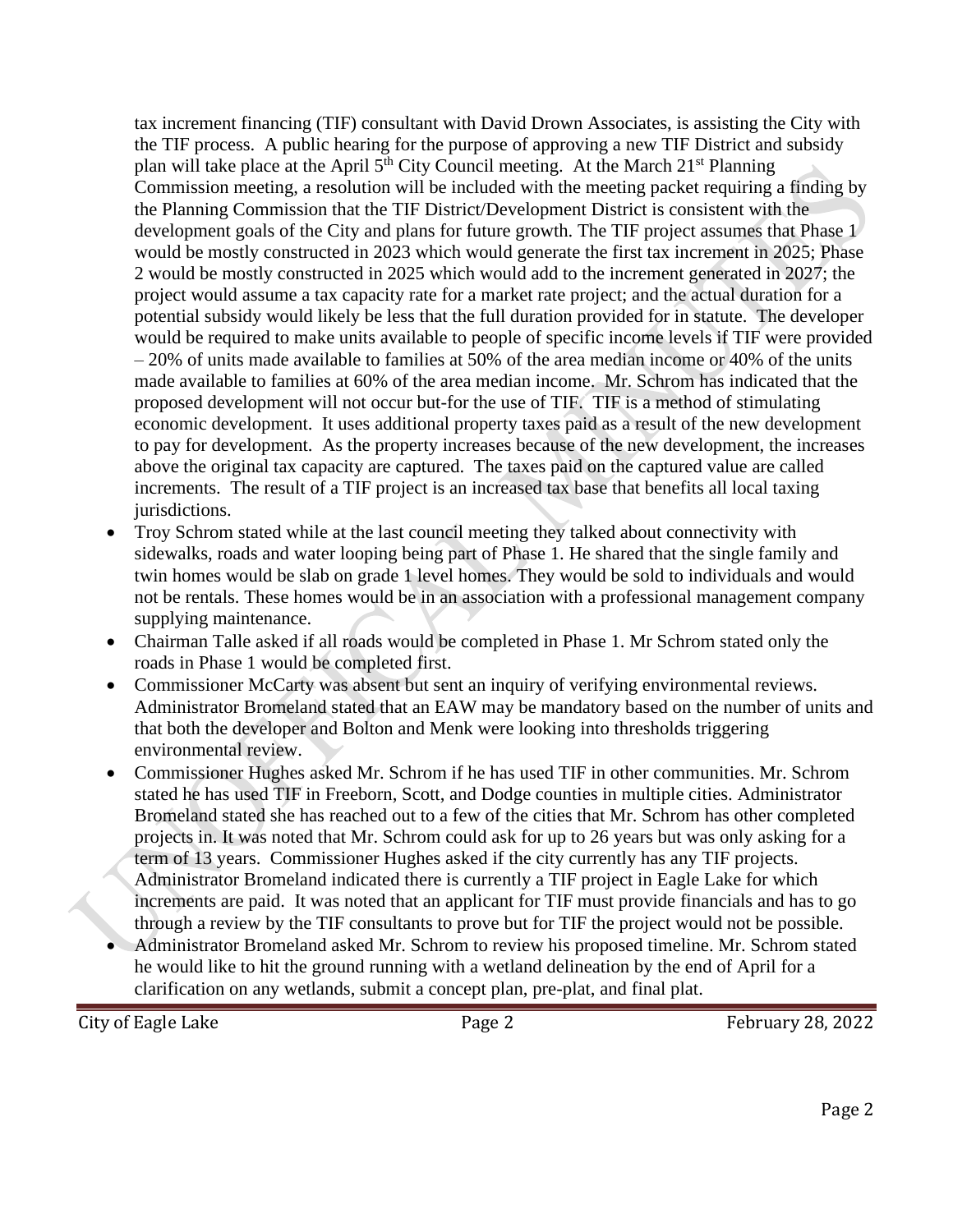tax increment financing (TIF) consultant with David Drown Associates, is assisting the City with the TIF process. A public hearing for the purpose of approving a new TIF District and subsidy plan will take place at the April 5th City Council meeting. At the March 21st Planning Commission meeting, a resolution will be included with the meeting packet requiring a finding by the Planning Commission that the TIF District/Development District is consistent with the development goals of the City and plans for future growth. The TIF project assumes that Phase 1 would be mostly constructed in 2023 which would generate the first tax increment in 2025; Phase 2 would be mostly constructed in 2025 which would add to the increment generated in 2027; the project would assume a tax capacity rate for a market rate project; and the actual duration for a potential subsidy would likely be less that the full duration provided for in statute. The developer would be required to make units available to people of specific income levels if TIF were provided – 20% of units made available to families at 50% of the area median income or 40% of the units made available to families at 60% of the area median income. Mr. Schrom has indicated that the proposed development will not occur but-for the use of TIF. TIF is a method of stimulating economic development. It uses additional property taxes paid as a result of the new development to pay for development. As the property increases because of the new development, the increases above the original tax capacity are captured. The taxes paid on the captured value are called increments. The result of a TIF project is an increased tax base that benefits all local taxing jurisdictions.

- Troy Schrom stated while at the last council meeting they talked about connectivity with sidewalks, roads and water looping being part of Phase 1. He shared that the single family and twin homes would be slab on grade 1 level homes. They would be sold to individuals and would not be rentals. These homes would be in an association with a professional management company supplying maintenance.
- Chairman Talle asked if all roads would be completed in Phase 1. Mr Schrom stated only the roads in Phase 1 would be completed first.
- Commissioner McCarty was absent but sent an inquiry of verifying environmental reviews. Administrator Bromeland stated that an EAW may be mandatory based on the number of units and that both the developer and Bolton and Menk were looking into thresholds triggering environmental review.
- Commissioner Hughes asked Mr. Schrom if he has used TIF in other communities. Mr. Schrom stated he has used TIF in Freeborn, Scott, and Dodge counties in multiple cities. Administrator Bromeland stated she has reached out to a few of the cities that Mr. Schrom has other completed projects in. It was noted that Mr. Schrom could ask for up to 26 years but was only asking for a term of 13 years. Commissioner Hughes asked if the city currently has any TIF projects. Administrator Bromeland indicated there is currently a TIF project in Eagle Lake for which increments are paid. It was noted that an applicant for TIF must provide financials and has to go through a review by the TIF consultants to prove but for TIF the project would not be possible.
- Administrator Bromeland asked Mr. Schrom to review his proposed timeline. Mr. Schrom stated he would like to hit the ground running with a wetland delineation by the end of April for a clarification on any wetlands, submit a concept plan, pre-plat, and final plat.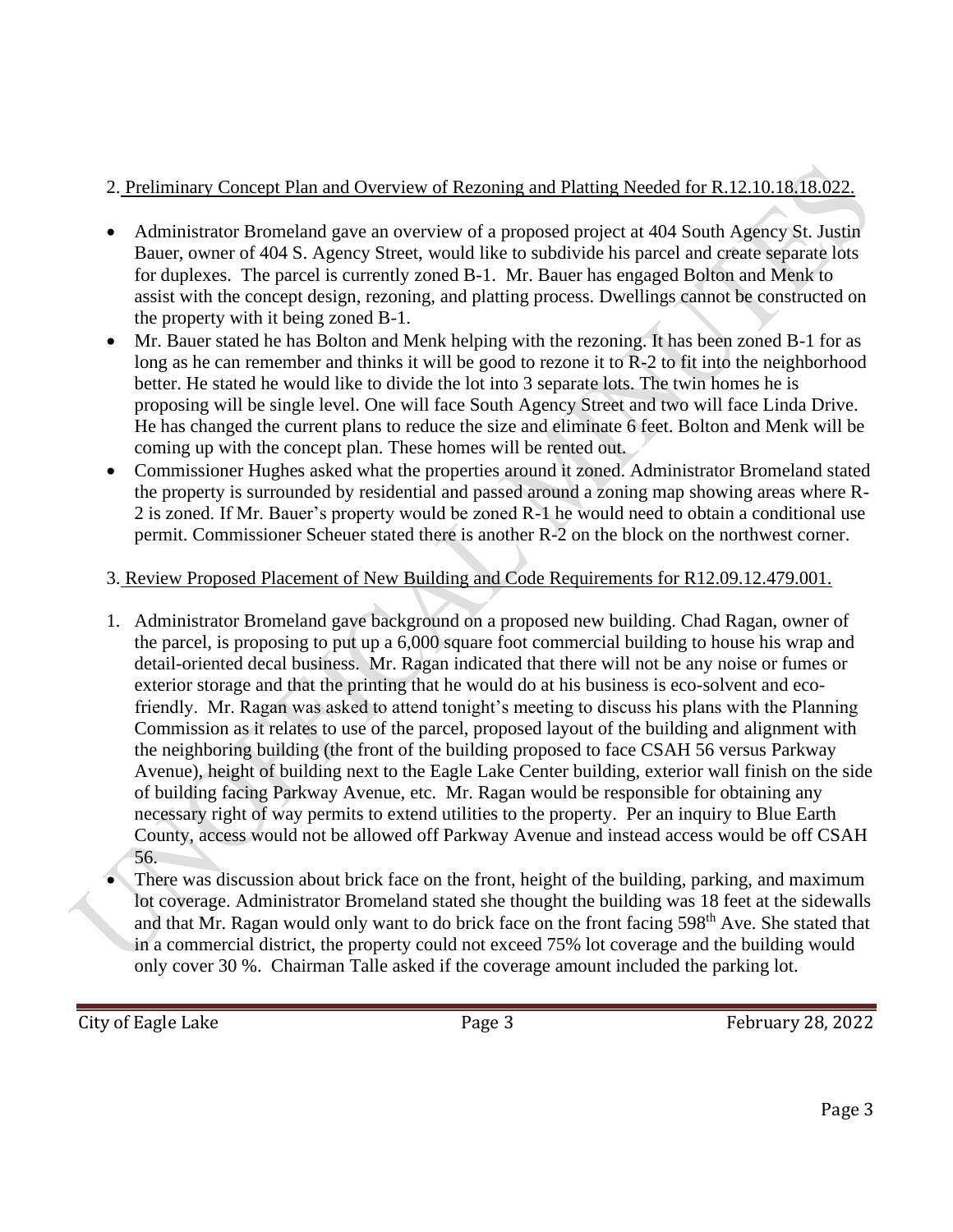2. Preliminary Concept Plan and Overview of Rezoning and Platting Needed for R.12.10.18.18.022.

- Administrator Bromeland gave an overview of a proposed project at 404 South Agency St. Justin Bauer, owner of 404 S. Agency Street, would like to subdivide his parcel and create separate lots for duplexes. The parcel is currently zoned B-1. Mr. Bauer has engaged Bolton and Menk to assist with the concept design, rezoning, and platting process. Dwellings cannot be constructed on the property with it being zoned B-1.
- Mr. Bauer stated he has Bolton and Menk helping with the rezoning. It has been zoned B-1 for as long as he can remember and thinks it will be good to rezone it to R-2 to fit into the neighborhood better. He stated he would like to divide the lot into 3 separate lots. The twin homes he is proposing will be single level. One will face South Agency Street and two will face Linda Drive. He has changed the current plans to reduce the size and eliminate 6 feet. Bolton and Menk will be coming up with the concept plan. These homes will be rented out.
- Commissioner Hughes asked what the properties around it zoned. Administrator Bromeland stated the property is surrounded by residential and passed around a zoning map showing areas where R-2 is zoned. If Mr. Bauer's property would be zoned R-1 he would need to obtain a conditional use permit. Commissioner Scheuer stated there is another R-2 on the block on the northwest corner.

3. Review Proposed Placement of New Building and Code Requirements for R12.09.12.479.001.

1. Administrator Bromeland gave background on a proposed new building. Chad Ragan, owner of the parcel, is proposing to put up a 6,000 square foot commercial building to house his wrap and detail-oriented decal business. Mr. Ragan indicated that there will not be any noise or fumes or exterior storage and that the printing that he would do at his business is eco-solvent and eco-friendly. Mr. Ragan was asked to attend tonight's meeting to discuss his plans with the Planning Commission as it relates to use of the parcel, proposed layout of the building and alignment with the neighboring building (the front of the building proposed to face CSAH 56 versus Parkway Avenue), height of building next to the Eagle Lake Center building, exterior wall finish on the side of building facing Parkway Avenue, etc. Mr. Ragan would be responsible for obtaining any necessary right of way permits to extend utilities to the property. Per an inquiry to Blue Earth County, access would not be allowed off Parkway Avenue and instead access would be off CSAH 56.

- There was discussion about brick face on the front, height of the building, parking, and maximum lot coverage. Administrator Bromeland stated she thought the building was 18 feet at the sidewalls and that Mr. Ragan would only want to do brick face on the front facing 598th Ave. She stated that in a commercial district, the property could not exceed 75% lot coverage and the building would only cover 30 %. Chairman Talle asked if the coverage amount included the parking lot.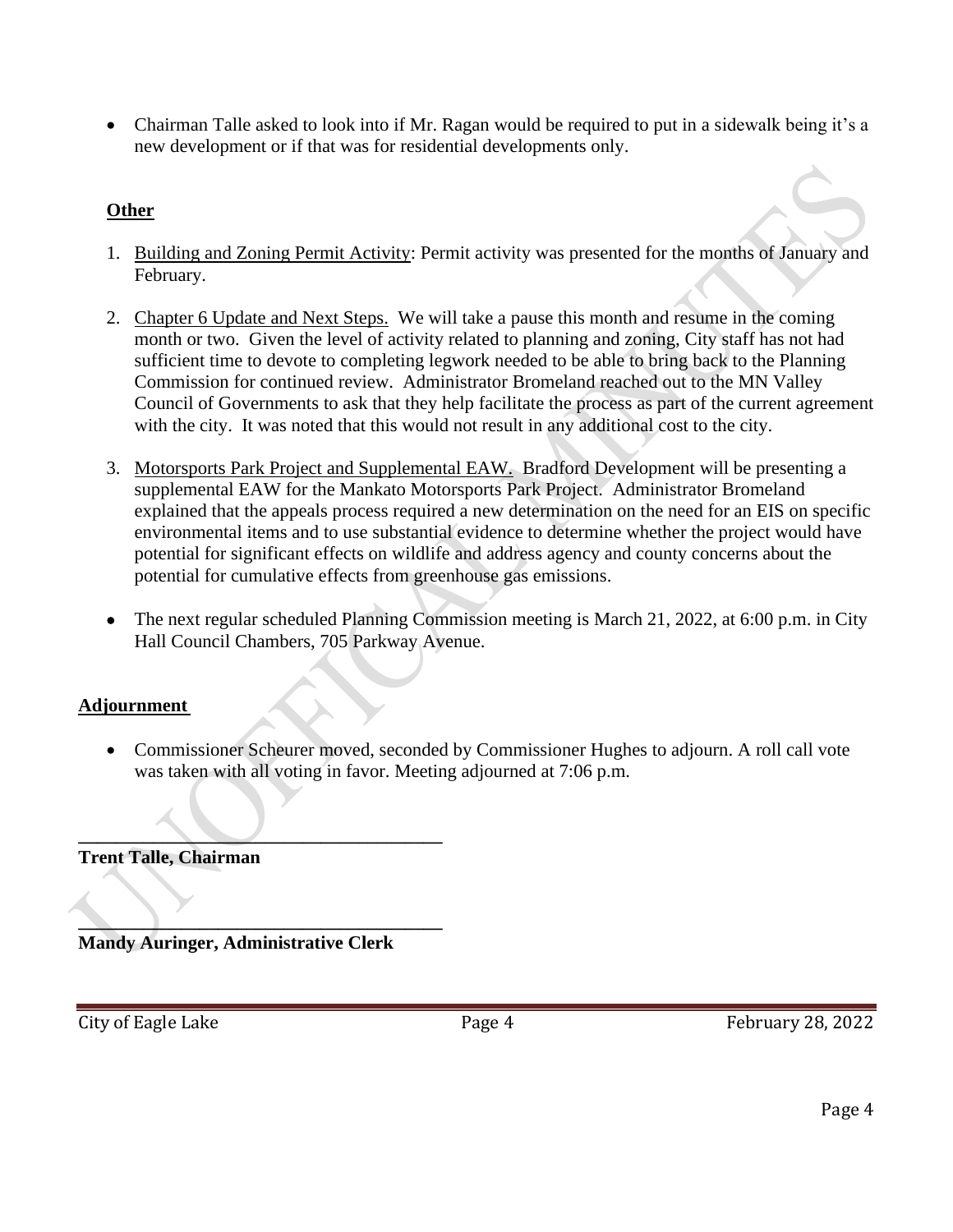- Chairman Talle asked to look into if Mr. Ragan would be required to put in a sidewalk being it's a new development or if that was for residential developments only.

**Other**

1. Building and Zoning Permit Activity: Permit activity was presented for the months of January and February.

2. Chapter 6 Update and Next Steps. We will take a pause this month and resume in the coming month or two. Given the level of activity related to planning and zoning, City staff has not had sufficient time to devote to completing legwork needed to be able to bring back to the Planning Commission for continued review. Administrator Bromeland reached out to the MN Valley Council of Governments to ask that they help facilitate the process as part of the current agreement with the city. It was noted that this would not result in any additional cost to the city.

3. Motorsports Park Project and Supplemental EAW. Bradford Development will be presenting a supplemental EAW for the Mankato Motorsports Park Project. Administrator Bromeland explained that the appeals process required a new determination on the need for an EIS on specific environmental items and to use substantial evidence to determine whether the project would have potential for significant effects on wildlife and address agency and county concerns about the potential for cumulative effects from greenhouse gas emissions.

- The next regular scheduled Planning Commission meeting is March 21, 2022, at 6:00 p.m. in City Hall Council Chambers, 705 Parkway Avenue.

**Adjournment**

- Commissioner Scheurer moved, seconded by Commissioner Hughes to adjourn. A roll call vote was taken with all voting in favor. Meeting adjourned at 7:06 p.m.

\_\_\_\_\_\_\_\_\_\_\_\_\_\_\_\_\_\_\_\_\_\_\_\_\_\_\_\_\_\_\_\_\_\_\_\_\_\_

**Trent Talle, Chairman**

\_\_\_\_\_\_\_\_\_\_\_\_\_\_\_\_\_\_\_\_\_\_\_\_\_\_\_\_\_\_\_\_\_\_\_\_\_\_

**Mandy Auringer, Administrative Clerk**